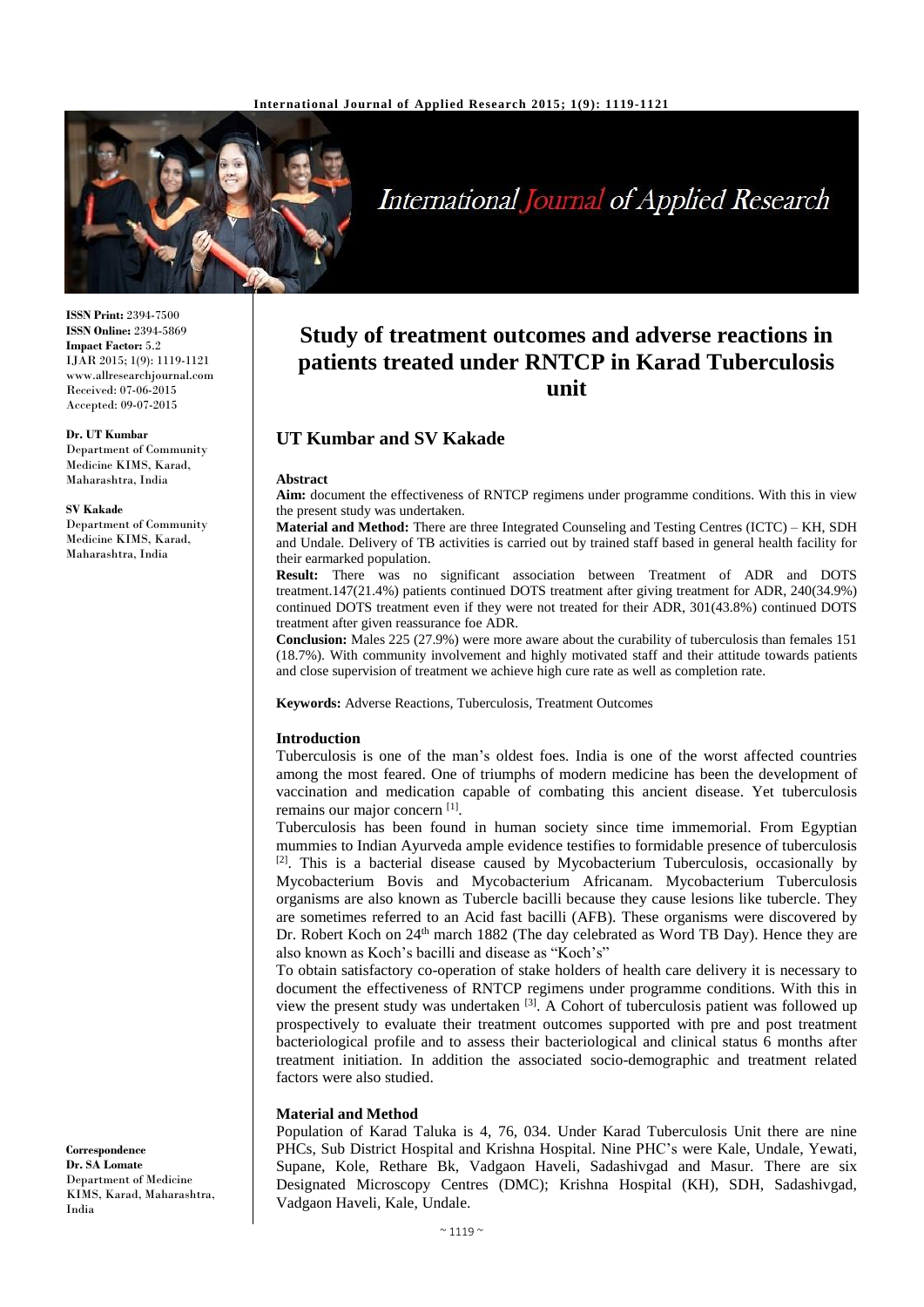**ISSN Print:** 2394-7500
**ISSN Online:** 2394-5869
**Impact Factor:** 5.2
IJAR 2015; 1(9): 1119-1121
www.allresearchjournal.com
Received: 07-06-2015
Accepted: 09-07-2015

**Dr. UT Kumbar**
Department of Community Medicine KIMS, Karad, Maharashtra, India

**SV Kakade**
Department of Community Medicine KIMS, Karad, Maharashtra, India

**Correspondence**
**Dr. SA Lomate**
Department of Medicine KIMS, Karad, Maharashtra, India

# Study of treatment outcomes and adverse reactions in patients treated under RNTCP in Karad Tuberculosis unit

## UT Kumbar and SV Kakade

### Abstract

**Aim:** document the effectiveness of RNTCP regimens under programme conditions. With this in view the present study was undertaken.

**Material and Method:** There are three Integrated Counseling and Testing Centres (ICTC) – KH, SDH and Undale. Delivery of TB activities is carried out by trained staff based in general health facility for their earmarked population.

**Result:** There was no significant association between Treatment of ADR and DOTS treatment.147(21.4%) patients continued DOTS treatment after giving treatment for ADR, 240(34.9%) continued DOTS treatment even if they were not treated for their ADR, 301(43.8%) continued DOTS treatment after given reassurance foe ADR.

**Conclusion:** Males 225 (27.9%) were more aware about the curability of tuberculosis than females 151 (18.7%). With community involvement and highly motivated staff and their attitude towards patients and close supervision of treatment we achieve high cure rate as well as completion rate.

**Keywords:** Adverse Reactions, Tuberculosis, Treatment Outcomes

### Introduction

Tuberculosis is one of the man's oldest foes. India is one of the worst affected countries among the most feared. One of triumphs of modern medicine has been the development of vaccination and medication capable of combating this ancient disease. Yet tuberculosis remains our major concern [1].

Tuberculosis has been found in human society since time immemorial. From Egyptian mummies to Indian Ayurveda ample evidence testifies to formidable presence of tuberculosis [2]. This is a bacterial disease caused by Mycobacterium Tuberculosis, occasionally by Mycobacterium Bovis and Mycobacterium Africanam. Mycobacterium Tuberculosis organisms are also known as Tubercle bacilli because they cause lesions like tubercle. They are sometimes referred to an Acid fast bacilli (AFB). These organisms were discovered by Dr. Robert Koch on 24th march 1882 (The day celebrated as Word TB Day). Hence they are also known as Koch's bacilli and disease as "Koch's"

To obtain satisfactory co-operation of stake holders of health care delivery it is necessary to document the effectiveness of RNTCP regimens under programme conditions. With this in view the present study was undertaken [3]. A Cohort of tuberculosis patient was followed up prospectively to evaluate their treatment outcomes supported with pre and post treatment bacteriological profile and to assess their bacteriological and clinical status 6 months after treatment initiation. In addition the associated socio-demographic and treatment related factors were also studied.

### Material and Method

Population of Karad Taluka is 4, 76, 034. Under Karad Tuberculosis Unit there are nine PHCs, Sub District Hospital and Krishna Hospital. Nine PHC's were Kale, Undale, Yewati, Supane, Kole, Rethare Bk, Vadgaon Haveli, Sadashivgad and Masur. There are six Designated Microscopy Centres (DMC); Krishna Hospital (KH), SDH, Sadashivgad, Vadgaon Haveli, Kale, Undale.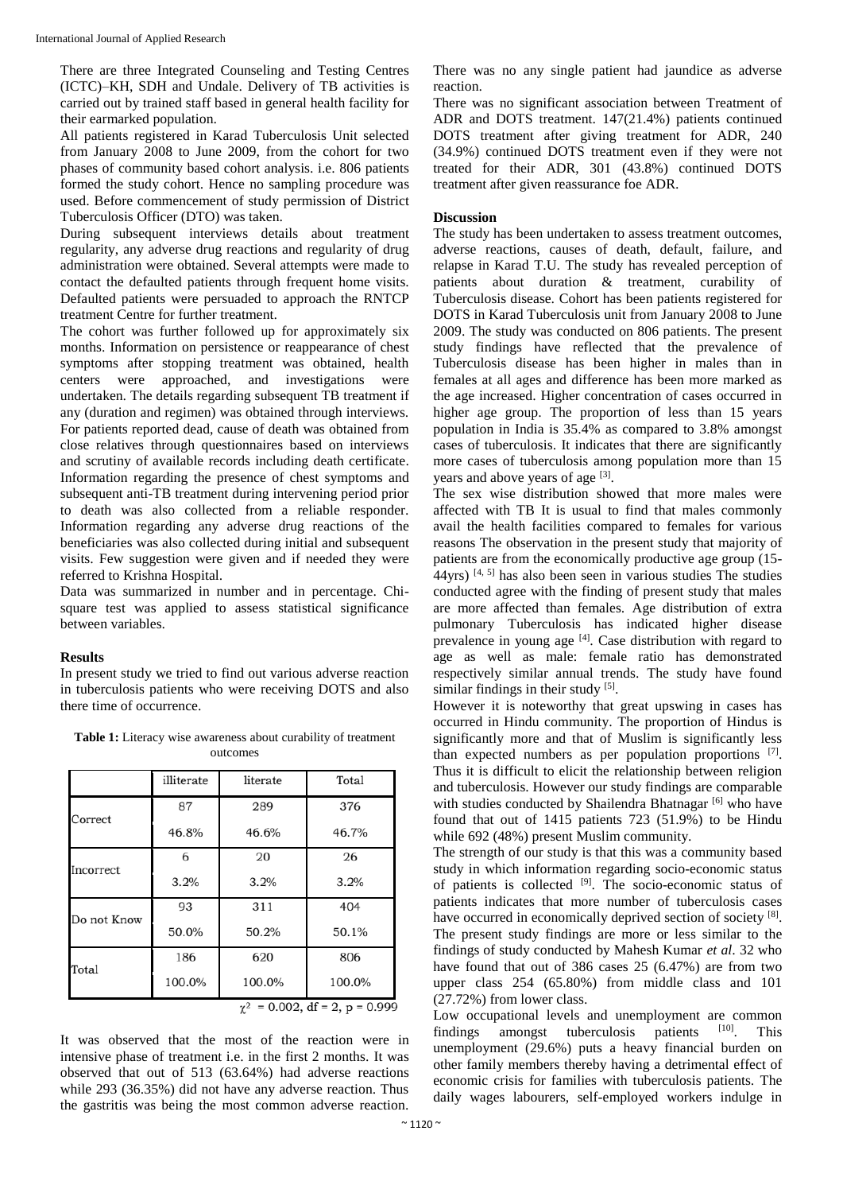There are three Integrated Counseling and Testing Centres (ICTC)–KH, SDH and Undale. Delivery of TB activities is carried out by trained staff based in general health facility for their earmarked population.

All patients registered in Karad Tuberculosis Unit selected from January 2008 to June 2009, from the cohort for two phases of community based cohort analysis. i.e. 806 patients formed the study cohort. Hence no sampling procedure was used. Before commencement of study permission of District Tuberculosis Officer (DTO) was taken.

During subsequent interviews details about treatment regularity, any adverse drug reactions and regularity of drug administration were obtained. Several attempts were made to contact the defaulted patients through frequent home visits. Defaulted patients were persuaded to approach the RNTCP treatment Centre for further treatment.

The cohort was further followed up for approximately six months. Information on persistence or reappearance of chest symptoms after stopping treatment was obtained, health centers were approached, and investigations were undertaken. The details regarding subsequent TB treatment if any (duration and regimen) was obtained through interviews. For patients reported dead, cause of death was obtained from close relatives through questionnaires based on interviews and scrutiny of available records including death certificate. Information regarding the presence of chest symptoms and subsequent anti-TB treatment during intervening period prior to death was also collected from a reliable responder. Information regarding any adverse drug reactions of the beneficiaries was also collected during initial and subsequent visits. Few suggestion were given and if needed they were referred to Krishna Hospital.

Data was summarized in number and in percentage. Chi-square test was applied to assess statistical significance between variables.

## Results

In present study we tried to find out various adverse reaction in tuberculosis patients who were receiving DOTS and also there time of occurrence.

**Table 1:** Literacy wise awareness about curability of treatment outcomes

| | illiterate | literate | Total |
|---|---|---|---|
| Correct | 87 | 289 | 376 |
| | 46.8% | 46.6% | 46.7% |
| Incorrect | 6 | 20 | 26 |
| | 3.2% | 3.2% | 3.2% |
| Do not Know | 93 | 311 | 404 |
| | 50.0% | 50.2% | 50.1% |
| Total | 186 | 620 | 806 |
| | 100.0% | 100.0% | 100.0% |

$\chi^2$ = 0.002, df = 2, p = 0.999

It was observed that the most of the reaction were in intensive phase of treatment i.e. in the first 2 months. It was observed that out of 513 (63.64%) had adverse reactions while 293 (36.35%) did not have any adverse reaction. Thus the gastritis was being the most common adverse reaction. There was no any single patient had jaundice as adverse reaction.

There was no significant association between Treatment of ADR and DOTS treatment. 147(21.4%) patients continued DOTS treatment after giving treatment for ADR, 240 (34.9%) continued DOTS treatment even if they were not treated for their ADR, 301 (43.8%) continued DOTS treatment after given reassurance foe ADR.

## Discussion

The study has been undertaken to assess treatment outcomes, adverse reactions, causes of death, default, failure, and relapse in Karad T.U. The study has revealed perception of patients about duration & treatment, curability of Tuberculosis disease. Cohort has been patients registered for DOTS in Karad Tuberculosis unit from January 2008 to June 2009. The study was conducted on 806 patients. The present study findings have reflected that the prevalence of Tuberculosis disease has been higher in males than in females at all ages and difference has been more marked as the age increased. Higher concentration of cases occurred in higher age group. The proportion of less than 15 years population in India is 35.4% as compared to 3.8% amongst cases of tuberculosis. It indicates that there are significantly more cases of tuberculosis among population more than 15 years and above years of age [3].

The sex wise distribution showed that more males were affected with TB It is usual to find that males commonly avail the health facilities compared to females for various reasons The observation in the present study that majority of patients are from the economically productive age group (15-44yrs) [4, 5] has also been seen in various studies The studies conducted agree with the finding of present study that males are more affected than females. Age distribution of extra pulmonary Tuberculosis has indicated higher disease prevalence in young age [4]. Case distribution with regard to age as well as male: female ratio has demonstrated respectively similar annual trends. The study have found similar findings in their study [5].

However it is noteworthy that great upswing in cases has occurred in Hindu community. The proportion of Hindus is significantly more and that of Muslim is significantly less than expected numbers as per population proportions [7]. Thus it is difficult to elicit the relationship between religion and tuberculosis. However our study findings are comparable with studies conducted by Shailendra Bhatnagar [6] who have found that out of 1415 patients 723 (51.9%) to be Hindu while 692 (48%) present Muslim community.

The strength of our study is that this was a community based study in which information regarding socio-economic status of patients is collected [9]. The socio-economic status of patients indicates that more number of tuberculosis cases have occurred in economically deprived section of society [8]. The present study findings are more or less similar to the findings of study conducted by Mahesh Kumar *et al*. 32 who have found that out of 386 cases 25 (6.47%) are from two upper class 254 (65.80%) from middle class and 101 (27.72%) from lower class.

Low occupational levels and unemployment are common findings amongst tuberculosis patients [10]. This unemployment (29.6%) puts a heavy financial burden on other family members thereby having a detrimental effect of economic crisis for families with tuberculosis patients. The daily wages labourers, self-employed workers indulge in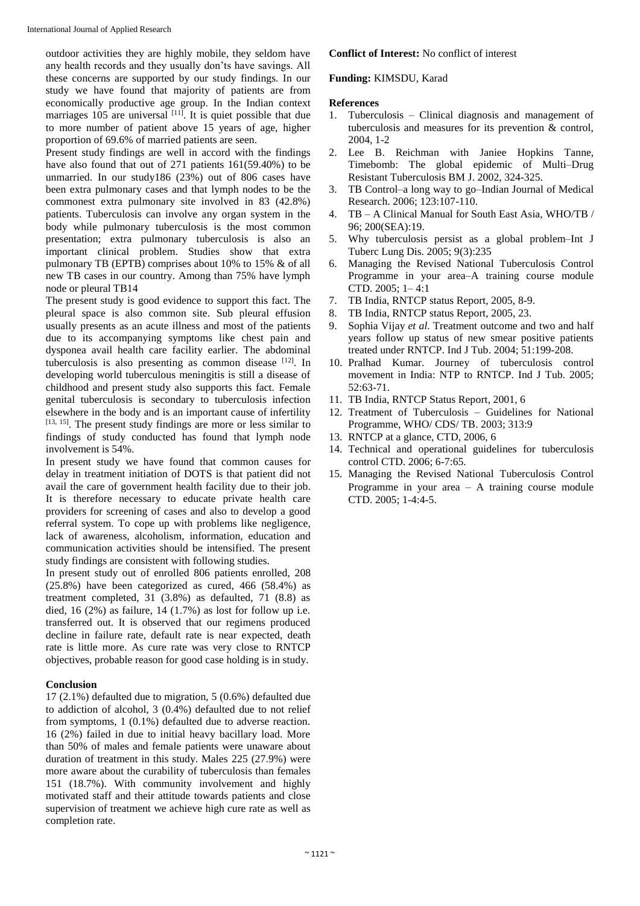outdoor activities they are highly mobile, they seldom have any health records and they usually don'ts have savings. All these concerns are supported by our study findings. In our study we have found that majority of patients are from economically productive age group. In the Indian context marriages 105 are universal [11]. It is quiet possible that due to more number of patient above 15 years of age, higher proportion of 69.6% of married patients are seen.

Present study findings are well in accord with the findings have also found that out of 271 patients 161(59.40%) to be unmarried. In our study186 (23%) out of 806 cases have been extra pulmonary cases and that lymph nodes to be the commonest extra pulmonary site involved in 83 (42.8%) patients. Tuberculosis can involve any organ system in the body while pulmonary tuberculosis is the most common presentation; extra pulmonary tuberculosis is also an important clinical problem. Studies show that extra pulmonary TB (EPTB) comprises about 10% to 15% & of all new TB cases in our country. Among than 75% have lymph node or pleural TB14

The present study is good evidence to support this fact. The pleural space is also common site. Sub pleural effusion usually presents as an acute illness and most of the patients due to its accompanying symptoms like chest pain and dysponea avail health care facility earlier. The abdominal tuberculosis is also presenting as common disease [12]. In developing world tuberculous meningitis is still a disease of childhood and present study also supports this fact. Female genital tuberculosis is secondary to tuberculosis infection elsewhere in the body and is an important cause of infertility [13, 15]. The present study findings are more or less similar to findings of study conducted has found that lymph node involvement is 54%.

In present study we have found that common causes for delay in treatment initiation of DOTS is that patient did not avail the care of government health facility due to their job. It is therefore necessary to educate private health care providers for screening of cases and also to develop a good referral system. To cope up with problems like negligence, lack of awareness, alcoholism, information, education and communication activities should be intensified. The present study findings are consistent with following studies.

In present study out of enrolled 806 patients enrolled, 208 (25.8%) have been categorized as cured, 466 (58.4%) as treatment completed, 31 (3.8%) as defaulted, 71 (8.8) as died, 16 (2%) as failure, 14 (1.7%) as lost for follow up i.e. transferred out. It is observed that our regimens produced decline in failure rate, default rate is near expected, death rate is little more. As cure rate was very close to RNTCP objectives, probable reason for good case holding is in study.

## Conclusion

17 (2.1%) defaulted due to migration, 5 (0.6%) defaulted due to addiction of alcohol, 3 (0.4%) defaulted due to not relief from symptoms, 1 (0.1%) defaulted due to adverse reaction. 16 (2%) failed in due to initial heavy bacillary load. More than 50% of males and female patients were unaware about duration of treatment in this study. Males 225 (27.9%) were more aware about the curability of tuberculosis than females 151 (18.7%). With community involvement and highly motivated staff and their attitude towards patients and close supervision of treatment we achieve high cure rate as well as completion rate.

**Conflict of Interest:** No conflict of interest

**Funding:** KIMSDU, Karad

## References

1. Tuberculosis – Clinical diagnosis and management of tuberculosis and measures for its prevention & control, 2004, 1-2
2. Lee B. Reichman with Janiee Hopkins Tanne, Timebomb: The global epidemic of Multi–Drug Resistant Tuberculosis BM J. 2002, 324-325.
3. TB Control–a long way to go–Indian Journal of Medical Research. 2006; 123:107-110.
4. TB – A Clinical Manual for South East Asia, WHO/TB / 96; 200(SEA):19.
5. Why tuberculosis persist as a global problem–Int J Tuberc Lung Dis. 2005; 9(3):235
6. Managing the Revised National Tuberculosis Control Programme in your area–A training course module CTD. 2005; 1– 4:1
7. TB India, RNTCP status Report, 2005, 8-9.
8. TB India, RNTCP status Report, 2005, 23.
9. Sophia Vijay *et al*. Treatment outcome and two and half years follow up status of new smear positive patients treated under RNTCP. Ind J Tub. 2004; 51:199-208.
10. Pralhad Kumar. Journey of tuberculosis control movement in India: NTP to RNTCP. Ind J Tub. 2005; 52:63-71.
11. TB India, RNTCP Status Report, 2001, 6
12. Treatment of Tuberculosis – Guidelines for National Programme, WHO/ CDS/ TB. 2003; 313:9
13. RNTCP at a glance, CTD, 2006, 6
14. Technical and operational guidelines for tuberculosis control CTD. 2006; 6-7:65.
15. Managing the Revised National Tuberculosis Control Programme in your area – A training course module CTD. 2005; 1-4:4-5.